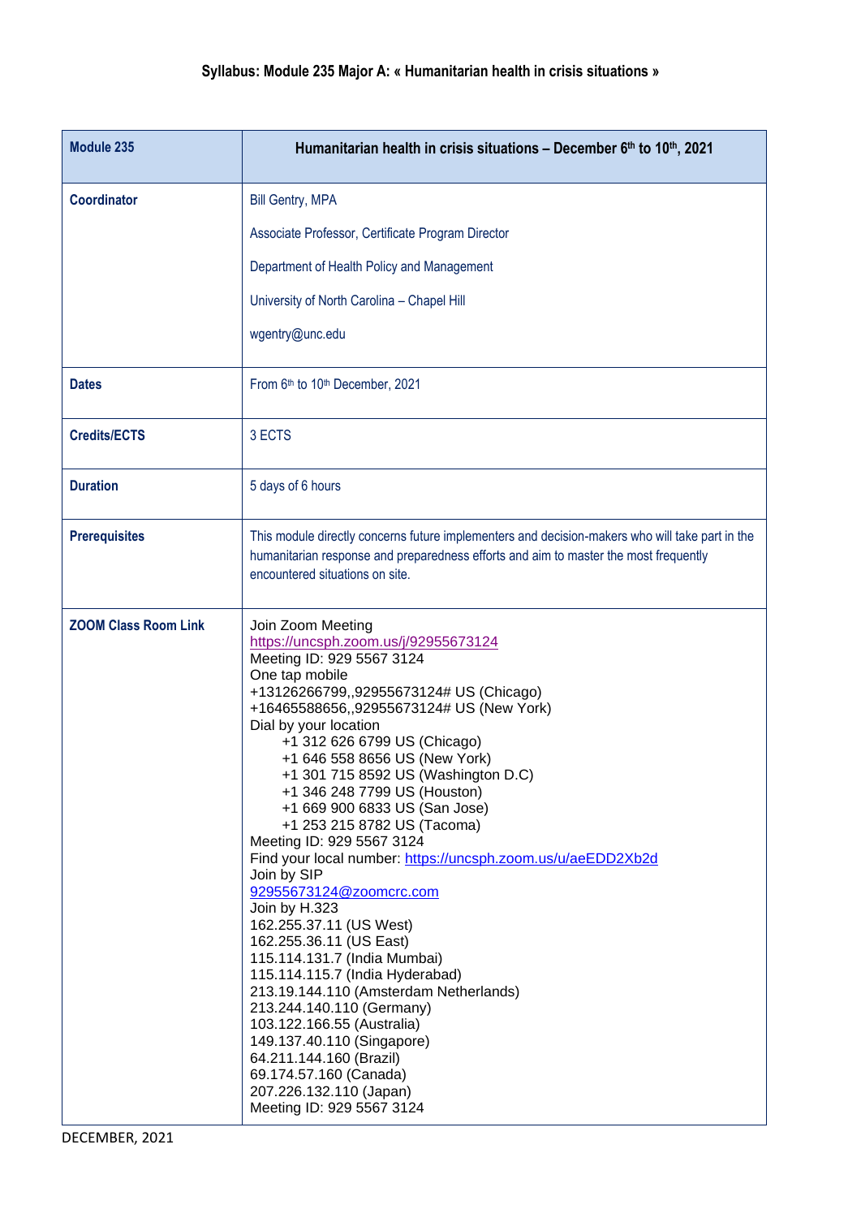# Syllabus: Module 235 Major A: « Humanitarian health in crisis situations »

| Module 235 | Humanitarian health in crisis situations – December 6th to 10th, 2021 |
|---|---|
| Coordinator | Bill Gentry, MPA<br><br>Associate Professor, Certificate Program Director<br><br>Department of Health Policy and Management<br><br>University of North Carolina – Chapel Hill<br><br>wgentry@unc.edu |
| Dates | From 6th to 10th December, 2021 |
| Credits/ECTS | 3 ECTS |
| Duration | 5 days of 6 hours |
| Prerequisites | This module directly concerns future implementers and decision-makers who will take part in the humanitarian response and preparedness efforts and aim to master the most frequently encountered situations on site. |
| ZOOM Class Room Link | Join Zoom Meeting<br>https://uncsph.zoom.us/j/92955673124<br>Meeting ID: 929 5567 3124<br>One tap mobile<br>+13126266799,,92955673124# US (Chicago)<br>+16465588656,,92955673124# US (New York)<br>Dial by your location<br>+1 312 626 6799 US (Chicago)<br>+1 646 558 8656 US (New York)<br>+1 301 715 8592 US (Washington D.C)<br>+1 346 248 7799 US (Houston)<br>+1 669 900 6833 US (San Jose)<br>+1 253 215 8782 US (Tacoma)<br>Meeting ID: 929 5567 3124<br>Find your local number: https://uncsph.zoom.us/u/aeEDD2Xb2d<br>Join by SIP<br>92955673124@zoomcrc.com<br>Join by H.323<br>162.255.37.11 (US West)<br>162.255.36.11 (US East)<br>115.114.131.7 (India Mumbai)<br>115.114.115.7 (India Hyderabad)<br>213.19.144.110 (Amsterdam Netherlands)<br>213.244.140.110 (Germany)<br>103.122.166.55 (Australia)<br>149.137.40.110 (Singapore)<br>64.211.144.160 (Brazil)<br>69.174.57.160 (Canada)<br>207.226.132.110 (Japan)<br>Meeting ID: 929 5567 3124 |

DECEMBER, 2021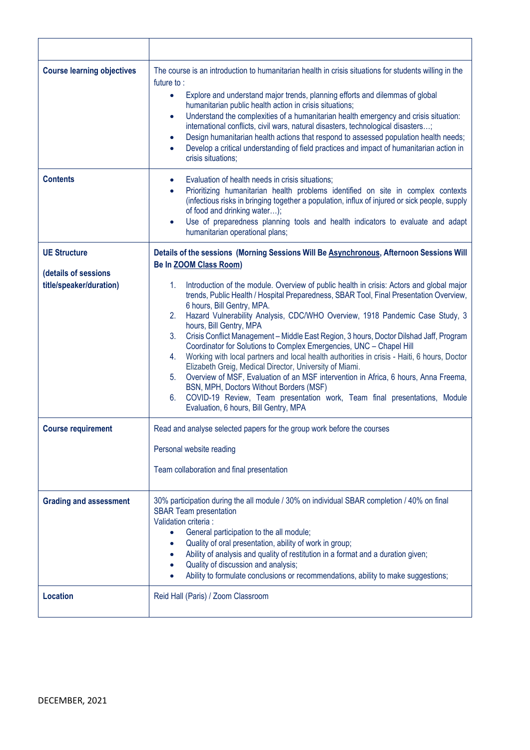| | |
|---|---|
| **Course learning objectives** | The course is an introduction to humanitarian health in crisis situations for students willing in the future to :<br>• Explore and understand major trends, planning efforts and dilemmas of global humanitarian public health action in crisis situations;<br>• Understand the complexities of a humanitarian health emergency and crisis situation: international conflicts, civil wars, natural disasters, technological disasters…;<br>• Design humanitarian health actions that respond to assessed population health needs;<br>• Develop a critical understanding of field practices and impact of humanitarian action in crisis situations; |
| **Contents** | • Evaluation of health needs in crisis situations;<br>• Prioritizing humanitarian health problems identified on site in complex contexts (infectious risks in bringing together a population, influx of injured or sick people, supply of food and drinking water…);<br>• Use of preparedness planning tools and health indicators to evaluate and adapt humanitarian operational plans; |
| **UE Structure**<br><br>**(details of sessions title/speaker/duration)** | **Details of the sessions (Morning Sessions Will Be Asynchronous, Afternoon Sessions Will Be In ZOOM Class Room)**<br><br>1. Introduction of the module. Overview of public health in crisis: Actors and global major trends, Public Health / Hospital Preparedness, SBAR Tool, Final Presentation Overview, 6 hours, Bill Gentry, MPA.<br>2. Hazard Vulnerability Analysis, CDC/WHO Overview, 1918 Pandemic Case Study, 3 hours, Bill Gentry, MPA<br>3. Crisis Conflict Management – Middle East Region, 3 hours, Doctor Dilshad Jaff, Program Coordinator for Solutions to Complex Emergencies, UNC – Chapel Hill<br>4. Working with local partners and local health authorities in crisis - Haiti, 6 hours, Doctor Elizabeth Greig, Medical Director, University of Miami.<br>5. Overview of MSF, Evaluation of an MSF intervention in Africa, 6 hours, Anna Freema, BSN, MPH, Doctors Without Borders (MSF)<br>6. COVID-19 Review, Team presentation work, Team final presentations, Module Evaluation, 6 hours, Bill Gentry, MPA |
| **Course requirement** | Read and analyse selected papers for the group work before the courses<br><br>Personal website reading<br><br>Team collaboration and final presentation |
| **Grading and assessment** | 30% participation during the all module / 30% on individual SBAR completion / 40% on final SBAR Team presentation<br>Validation criteria :<br>• General participation to the all module;<br>• Quality of oral presentation, ability of work in group;<br>• Ability of analysis and quality of restitution in a format and a duration given;<br>• Quality of discussion and analysis;<br>• Ability to formulate conclusions or recommendations, ability to make suggestions; |
| **Location** | Reid Hall (Paris) / Zoom Classroom |

DECEMBER, 2021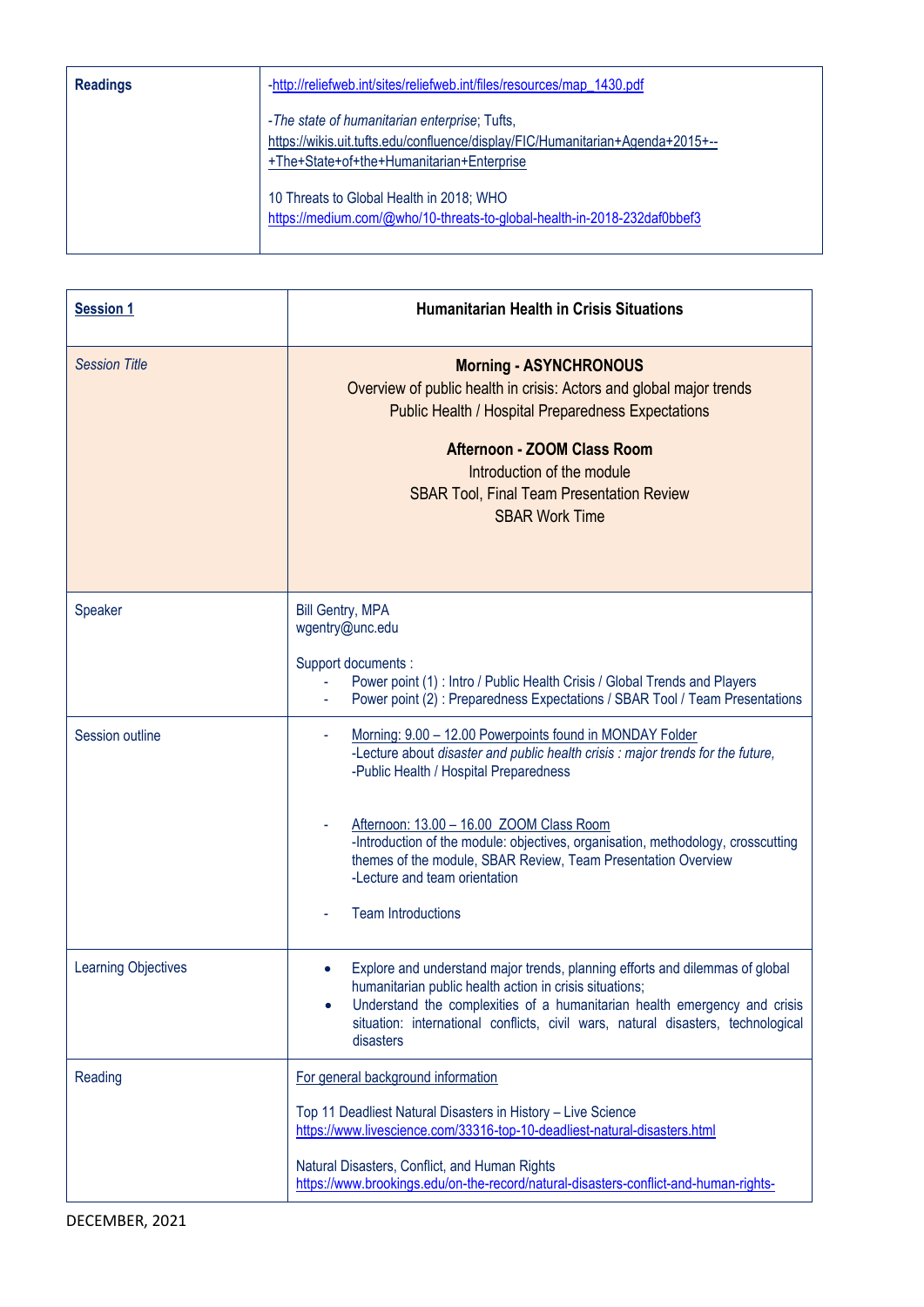| Readings | -http://reliefweb.int/sites/reliefweb.int/files/resources/map_1430.pdf<br><br>-*The state of humanitarian enterprise*; Tufts, https://wikis.uit.tufts.edu/confluence/display/FIC/Humanitarian+Agenda+2015+--+The+State+of+the+Humanitarian+Enterprise<br><br>10 Threats to Global Health in 2018; WHO https://medium.com/@who/10-threats-to-global-health-in-2018-232daf0bbef3 |
|---|---|

| **Session 1** | **Humanitarian Health in Crisis Situations** |
|---|---|
| *Session Title* | **Morning - ASYNCHRONOUS**<br>Overview of public health in crisis: Actors and global major trends<br>Public Health / Hospital Preparedness Expectations<br><br>**Afternoon - ZOOM Class Room**<br>Introduction of the module<br>SBAR Tool, Final Team Presentation Review<br>SBAR Work Time |
| Speaker | Bill Gentry, MPA<br>wgentry@unc.edu<br><br>Support documents :<br>- Power point (1) : Intro / Public Health Crisis / Global Trends and Players<br>- Power point (2) : Preparedness Expectations / SBAR Tool / Team Presentations |
| Session outline | - Morning: 9.00 – 12.00 Powerpoints found in MONDAY Folder<br>-Lecture about *disaster and public health crisis : major trends for the future,*<br>-Public Health / Hospital Preparedness<br><br>- Afternoon: 13.00 – 16.00 ZOOM Class Room<br>-Introduction of the module: objectives, organisation, methodology, crosscutting themes of the module, SBAR Review, Team Presentation Overview<br>-Lecture and team orientation<br><br>- Team Introductions |
| Learning Objectives | • Explore and understand major trends, planning efforts and dilemmas of global humanitarian public health action in crisis situations;<br>• Understand the complexities of a humanitarian health emergency and crisis situation: international conflicts, civil wars, natural disasters, technological disasters |
| Reading | For general background information<br><br>Top 11 Deadliest Natural Disasters in History – Live Science<br>https://www.livescience.com/33316-top-10-deadliest-natural-disasters.html<br><br>Natural Disasters, Conflict, and Human Rights<br>https://www.brookings.edu/on-the-record/natural-disasters-conflict-and-human-rights- |

DECEMBER, 2021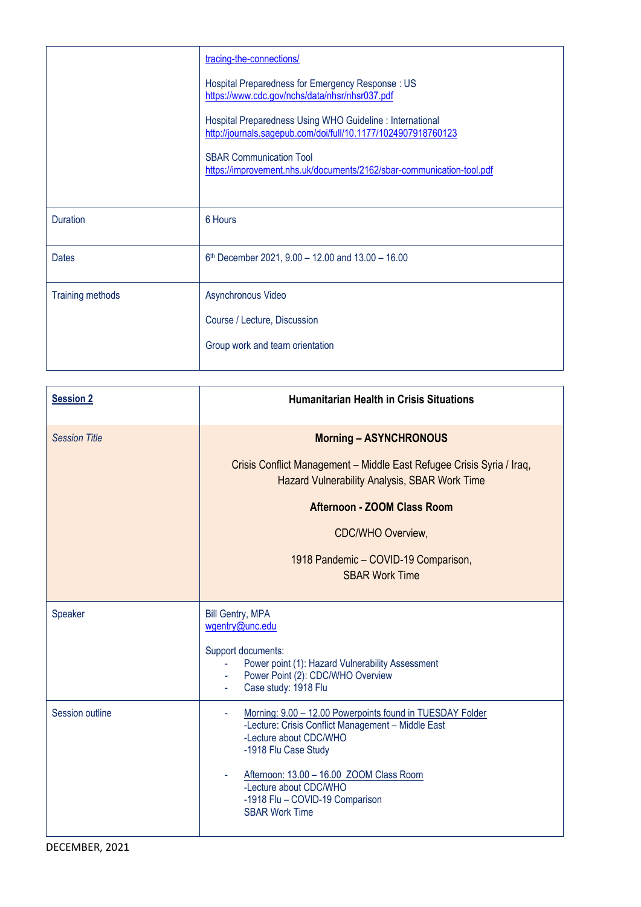| | |
|---|---|
| | tracing-the-connections/<br><br>Hospital Preparedness for Emergency Response : US<br>https://www.cdc.gov/nchs/data/nhsr/nhsr037.pdf<br><br>Hospital Preparedness Using WHO Guideline : International<br>http://journals.sagepub.com/doi/full/10.1177/1024907918760123<br><br>SBAR Communication Tool<br>https://improvement.nhs.uk/documents/2162/sbar-communication-tool.pdf |
| Duration | 6 Hours |
| Dates | 6th December 2021, 9.00 – 12.00 and 13.00 – 16.00 |
| Training methods | Asynchronous Video<br><br>Course / Lecture, Discussion<br><br>Group work and team orientation |

| **Session 2** | **Humanitarian Health in Crisis Situations** |
|---|---|
| *Session Title* | **Morning – ASYNCHRONOUS**<br><br>Crisis Conflict Management – Middle East Refugee Crisis Syria / Iraq, Hazard Vulnerability Analysis, SBAR Work Time<br><br>**Afternoon - ZOOM Class Room**<br><br>CDC/WHO Overview,<br><br>1918 Pandemic – COVID-19 Comparison, SBAR Work Time |
| Speaker | Bill Gentry, MPA<br>wgentry@unc.edu<br><br>Support documents:<br>- Power point (1): Hazard Vulnerability Assessment<br>- Power Point (2): CDC/WHO Overview<br>- Case study: 1918 Flu |
| Session outline | - Morning: 9.00 – 12.00 Powerpoints found in TUESDAY Folder<br>-Lecture: Crisis Conflict Management – Middle East<br>-Lecture about CDC/WHO<br>-1918 Flu Case Study<br><br>- Afternoon: 13.00 – 16.00 ZOOM Class Room<br>-Lecture about CDC/WHO<br>-1918 Flu – COVID-19 Comparison<br>SBAR Work Time |

DECEMBER, 2021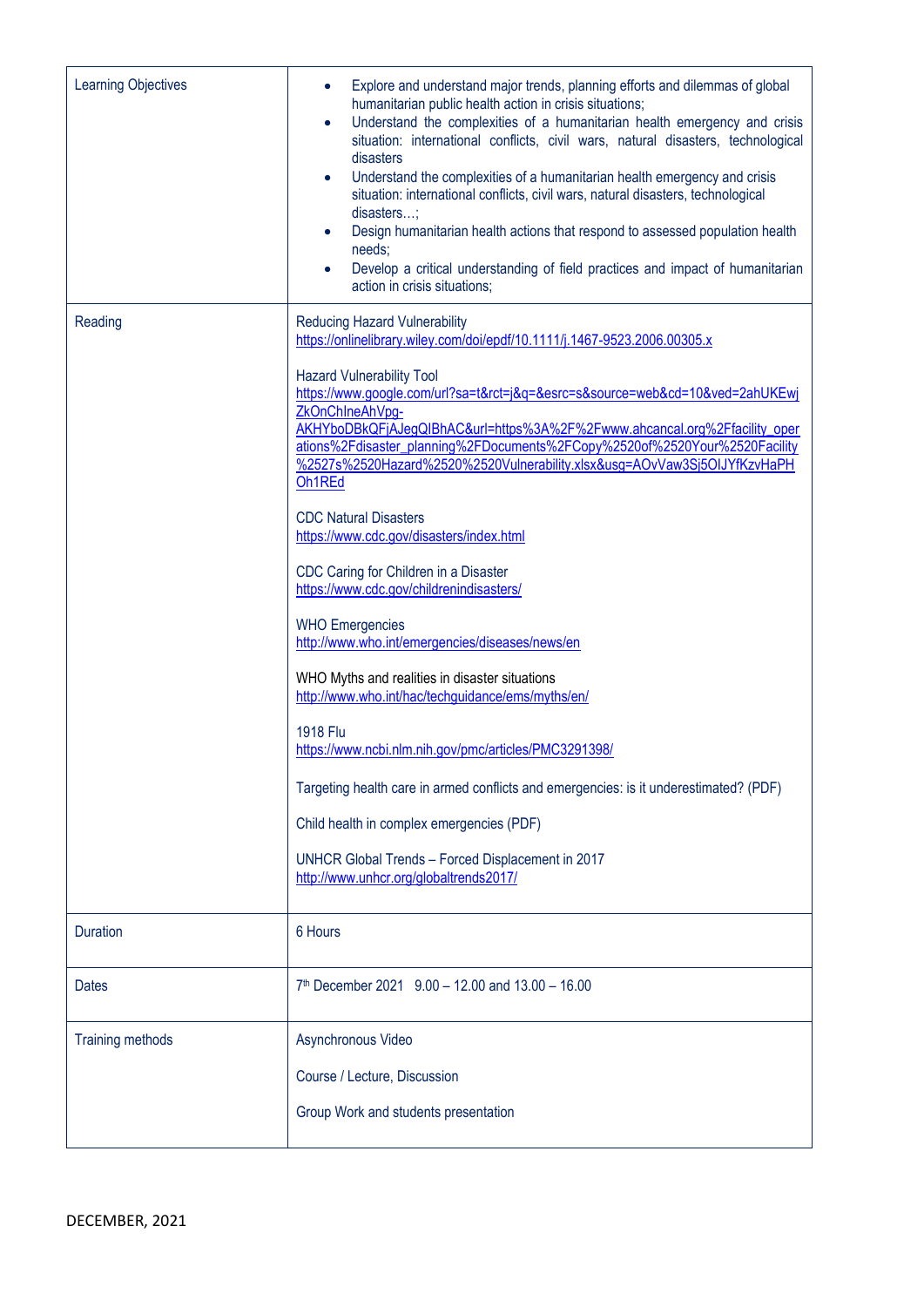| | |
|---|---|
| Learning Objectives | • Explore and understand major trends, planning efforts and dilemmas of global humanitarian public health action in crisis situations;<br>• Understand the complexities of a humanitarian health emergency and crisis situation: international conflicts, civil wars, natural disasters, technological disasters<br>• Understand the complexities of a humanitarian health emergency and crisis situation: international conflicts, civil wars, natural disasters, technological disasters…;<br>• Design humanitarian health actions that respond to assessed population health needs;<br>• Develop a critical understanding of field practices and impact of humanitarian action in crisis situations; |
| Reading | Reducing Hazard Vulnerability<br>https://onlinelibrary.wiley.com/doi/epdf/10.1111/j.1467-9523.2006.00305.x<br><br>Hazard Vulnerability Tool<br>https://www.google.com/url?sa=t&rct=j&q=&esrc=s&source=web&cd=10&ved=2ahUKEwjZkOnChIneAhVpg-AKHYboDBkQFjAJegQIBhAC&url=https%3A%2F%2Fwww.ahcancal.org%2Ffacility_operations%2Fdisaster_planning%2FDocuments%2FCopy%2520of%2520Your%2520Facility%2527s%2520Hazard%2520%2520Vulnerability.xlsx&usg=AOvVaw3Sj5OIJYfKzvHaPHOh1REd<br><br>CDC Natural Disasters<br>https://www.cdc.gov/disasters/index.html<br><br>CDC Caring for Children in a Disaster<br>https://www.cdc.gov/childrenindisasters/<br><br>WHO Emergencies<br>http://www.who.int/emergencies/diseases/news/en<br><br>WHO Myths and realities in disaster situations<br>http://www.who.int/hac/techguidance/ems/myths/en/<br><br>1918 Flu<br>https://www.ncbi.nlm.nih.gov/pmc/articles/PMC3291398/<br><br>Targeting health care in armed conflicts and emergencies: is it underestimated? (PDF)<br><br>Child health in complex emergencies (PDF)<br><br>UNHCR Global Trends – Forced Displacement in 2017<br>http://www.unhcr.org/globaltrends2017/ |
| Duration | 6 Hours |
| Dates | 7th December 2021 9.00 – 12.00 and 13.00 – 16.00 |
| Training methods | Asynchronous Video<br><br>Course / Lecture, Discussion<br><br>Group Work and students presentation |

DECEMBER, 2021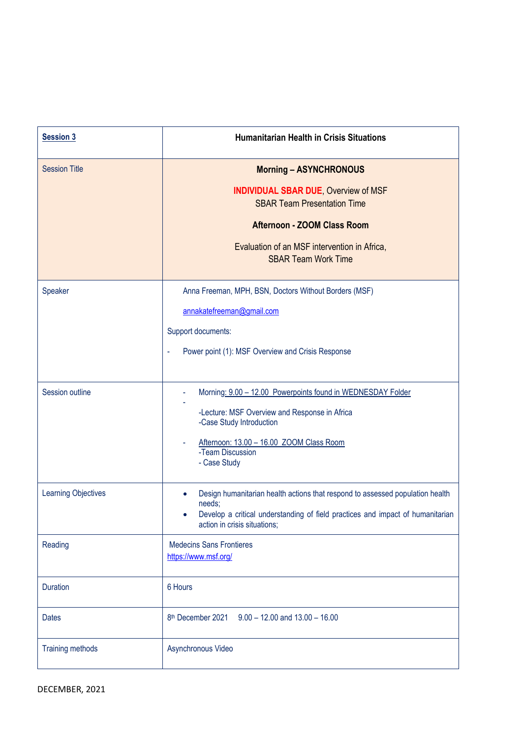| **Session 3** | **Humanitarian Health in Crisis Situations** |
|---|---|
| Session Title | **Morning – ASYNCHRONOUS**<br><br>**INDIVIDUAL SBAR DUE**, Overview of MSF<br>SBAR Team Presentation Time<br><br>**Afternoon - ZOOM Class Room**<br><br>Evaluation of an MSF intervention in Africa,<br>SBAR Team Work Time |
| Speaker | Anna Freeman, MPH, BSN, Doctors Without Borders (MSF)<br><br>annakatefreeman@gmail.com<br><br>Support documents:<br><br>- Power point (1): MSF Overview and Crisis Response |
| Session outline | - Morning: 9.00 – 12.00 Powerpoints found in WEDNESDAY Folder<br>-<br>-Lecture: MSF Overview and Response in Africa<br>-Case Study Introduction<br><br>- Afternoon: 13.00 – 16.00 ZOOM Class Room<br>-Team Discussion<br>- Case Study |
| Learning Objectives | • Design humanitarian health actions that respond to assessed population health needs;<br>• Develop a critical understanding of field practices and impact of humanitarian action in crisis situations; |
| Reading | Medecins Sans Frontieres<br>https://www.msf.org/ |
| Duration | 6 Hours |
| Dates | 8th December 2021 9.00 – 12.00 and 13.00 – 16.00 |
| Training methods | Asynchronous Video |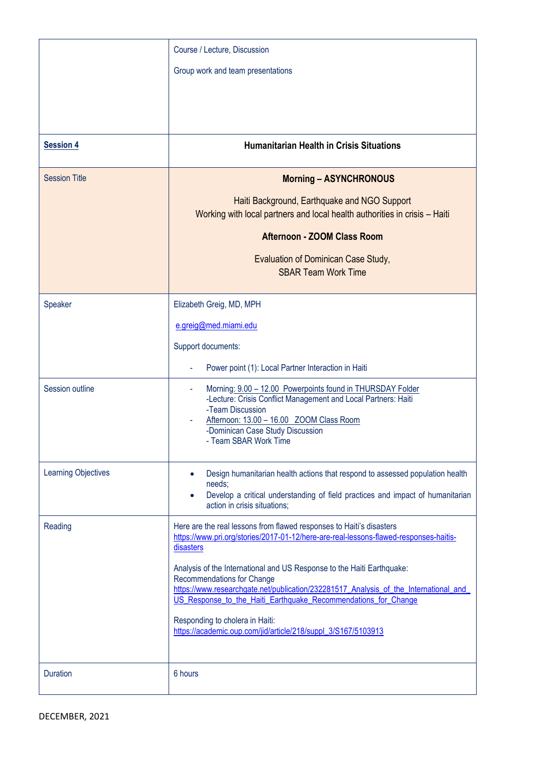| | Course / Lecture, Discussion<br><br>Group work and team presentations |
|---|---|
| **Session 4** | **Humanitarian Health in Crisis Situations** |
| Session Title | **Morning – ASYNCHRONOUS**<br><br>Haiti Background, Earthquake and NGO Support<br>Working with local partners and local health authorities in crisis – Haiti<br><br>**Afternoon - ZOOM Class Room**<br><br>Evaluation of Dominican Case Study,<br>SBAR Team Work Time |
| Speaker | Elizabeth Greig, MD, MPH<br><br>e.greig@med.miami.edu<br><br>Support documents:<br><br>- Power point (1): Local Partner Interaction in Haiti |
| Session outline | - Morning: 9.00 – 12.00 Powerpoints found in THURSDAY Folder<br>-Lecture: Crisis Conflict Management and Local Partners: Haiti<br>-Team Discussion<br>- Afternoon: 13.00 – 16.00 ZOOM Class Room<br>-Dominican Case Study Discussion<br>- Team SBAR Work Time |
| Learning Objectives | • Design humanitarian health actions that respond to assessed population health needs;<br>• Develop a critical understanding of field practices and impact of humanitarian action in crisis situations; |
| Reading | Here are the real lessons from flawed responses to Haiti's disasters<br>https://www.pri.org/stories/2017-01-12/here-are-real-lessons-flawed-responses-haitis-disasters<br><br>Analysis of the International and US Response to the Haiti Earthquake: Recommendations for Change<br>https://www.researchgate.net/publication/232281517_Analysis_of_the_International_and_US_Response_to_the_Haiti_Earthquake_Recommendations_for_Change<br><br>Responding to cholera in Haiti:<br>https://academic.oup.com/jid/article/218/suppl_3/S167/5103913 |
| Duration | 6 hours |

DECEMBER, 2021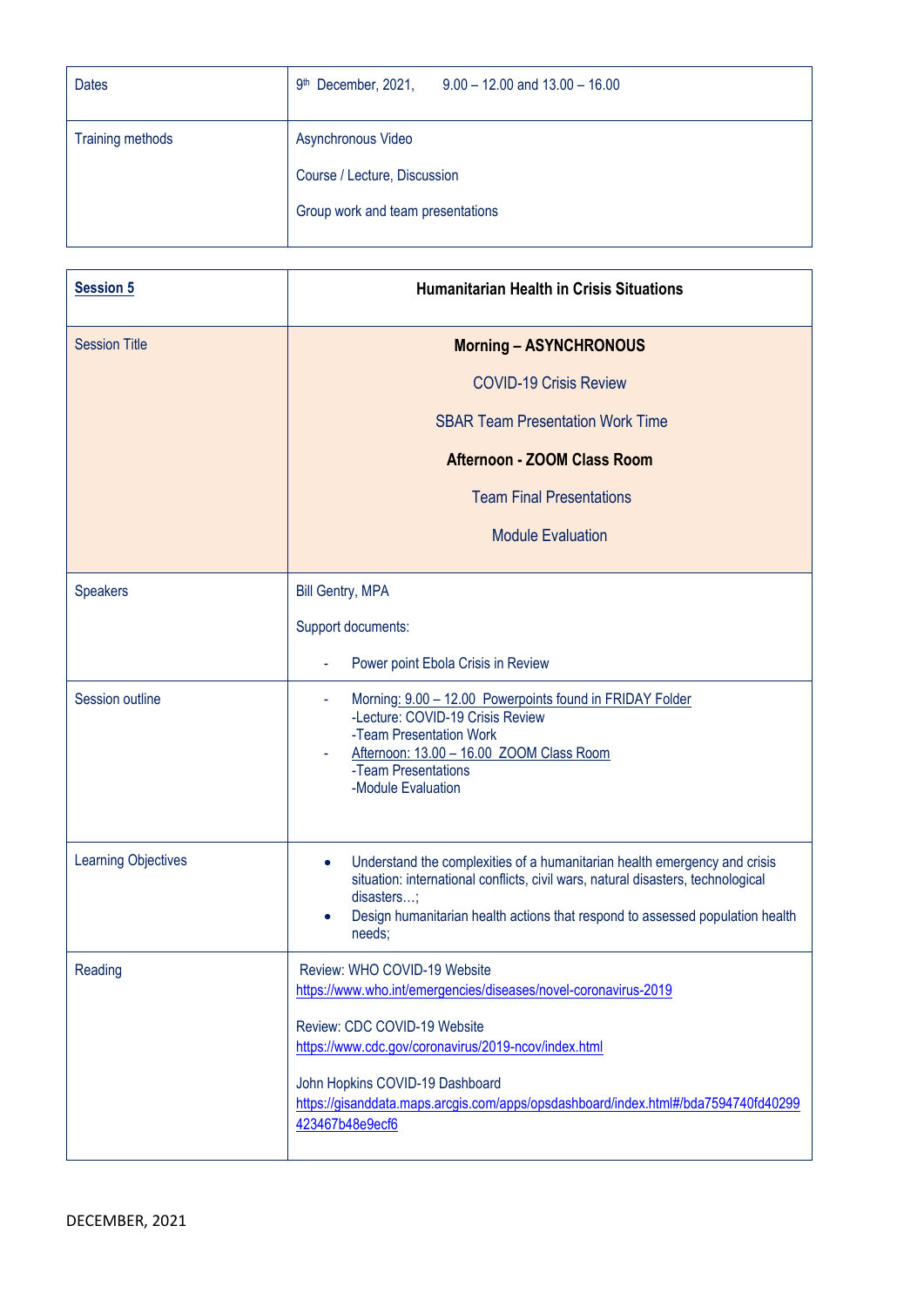| Dates | 9th December, 2021,    9.00 – 12.00 and 13.00 – 16.00 |
|---|---|
| Training methods | Asynchronous Video<br><br>Course / Lecture, Discussion<br><br>Group work and team presentations |

| **Session 5** | **Humanitarian Health in Crisis Situations** |
|---|---|
| Session Title | **Morning – ASYNCHRONOUS**<br><br>COVID-19 Crisis Review<br><br>SBAR Team Presentation Work Time<br><br>**Afternoon - ZOOM Class Room**<br><br>Team Final Presentations<br><br>Module Evaluation |
| Speakers | Bill Gentry, MPA<br><br>Support documents:<br><br>- Power point Ebola Crisis in Review |
| Session outline | - Morning: 9.00 – 12.00 Powerpoints found in FRIDAY Folder<br>-Lecture: COVID-19 Crisis Review<br>-Team Presentation Work<br>- Afternoon: 13.00 – 16.00 ZOOM Class Room<br>-Team Presentations<br>-Module Evaluation |
| Learning Objectives | • Understand the complexities of a humanitarian health emergency and crisis situation: international conflicts, civil wars, natural disasters, technological disasters…;<br>• Design humanitarian health actions that respond to assessed population health needs; |
| Reading | Review: WHO COVID-19 Website<br>https://www.who.int/emergencies/diseases/novel-coronavirus-2019<br><br>Review: CDC COVID-19 Website<br>https://www.cdc.gov/coronavirus/2019-ncov/index.html<br><br>John Hopkins COVID-19 Dashboard<br>https://gisanddata.maps.arcgis.com/apps/opsdashboard/index.html#/bda7594740fd40299423467b48e9ecf6 |

DECEMBER, 2021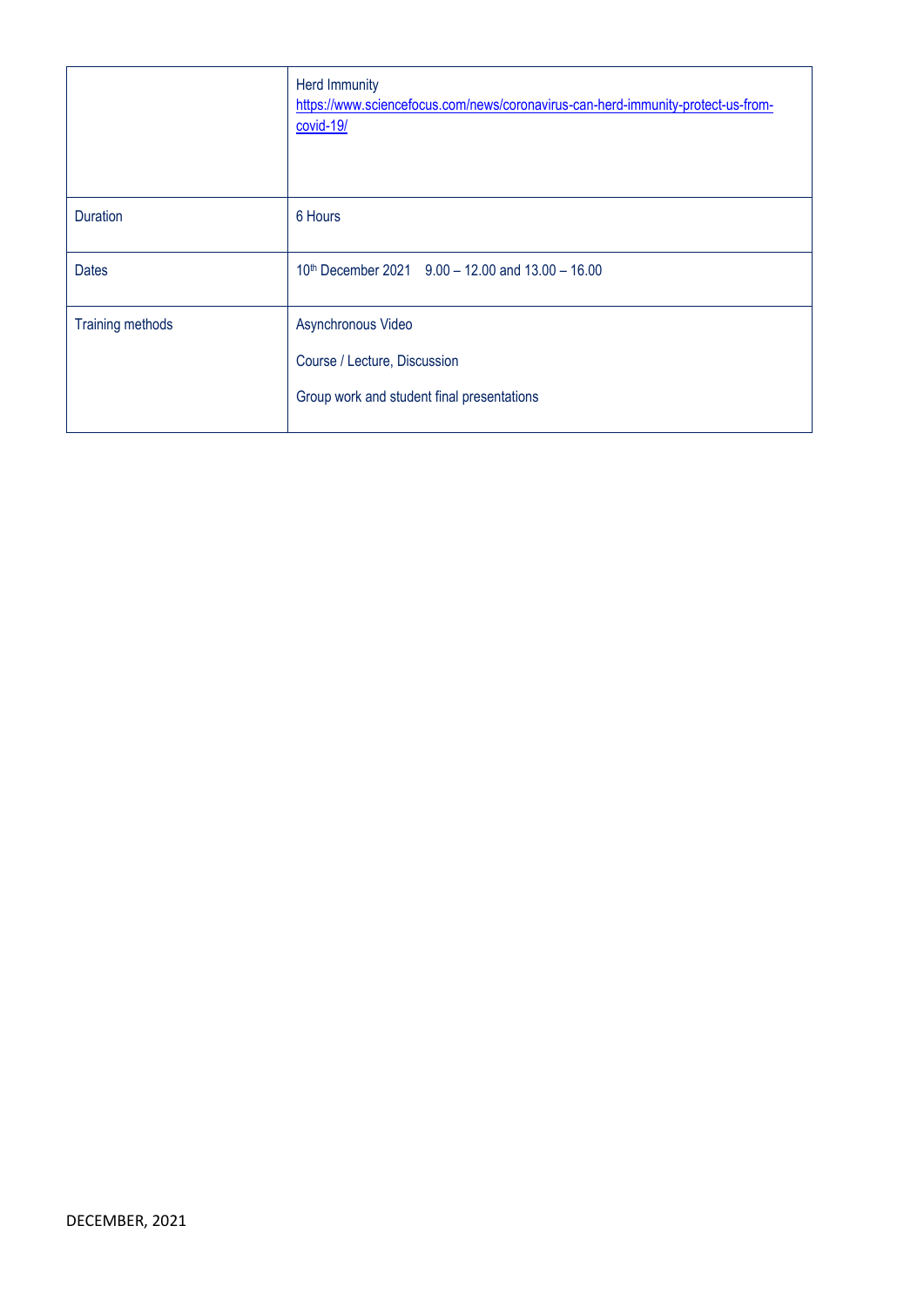| | |
|---|---|
| | Herd Immunity https://www.sciencefocus.com/news/coronavirus-can-herd-immunity-protect-us-from-covid-19/ |
| Duration | 6 Hours |
| Dates | 10th December 2021 9.00 – 12.00 and 13.00 – 16.00 |
| Training methods | Asynchronous Video<br><br>Course / Lecture, Discussion<br><br>Group work and student final presentations |